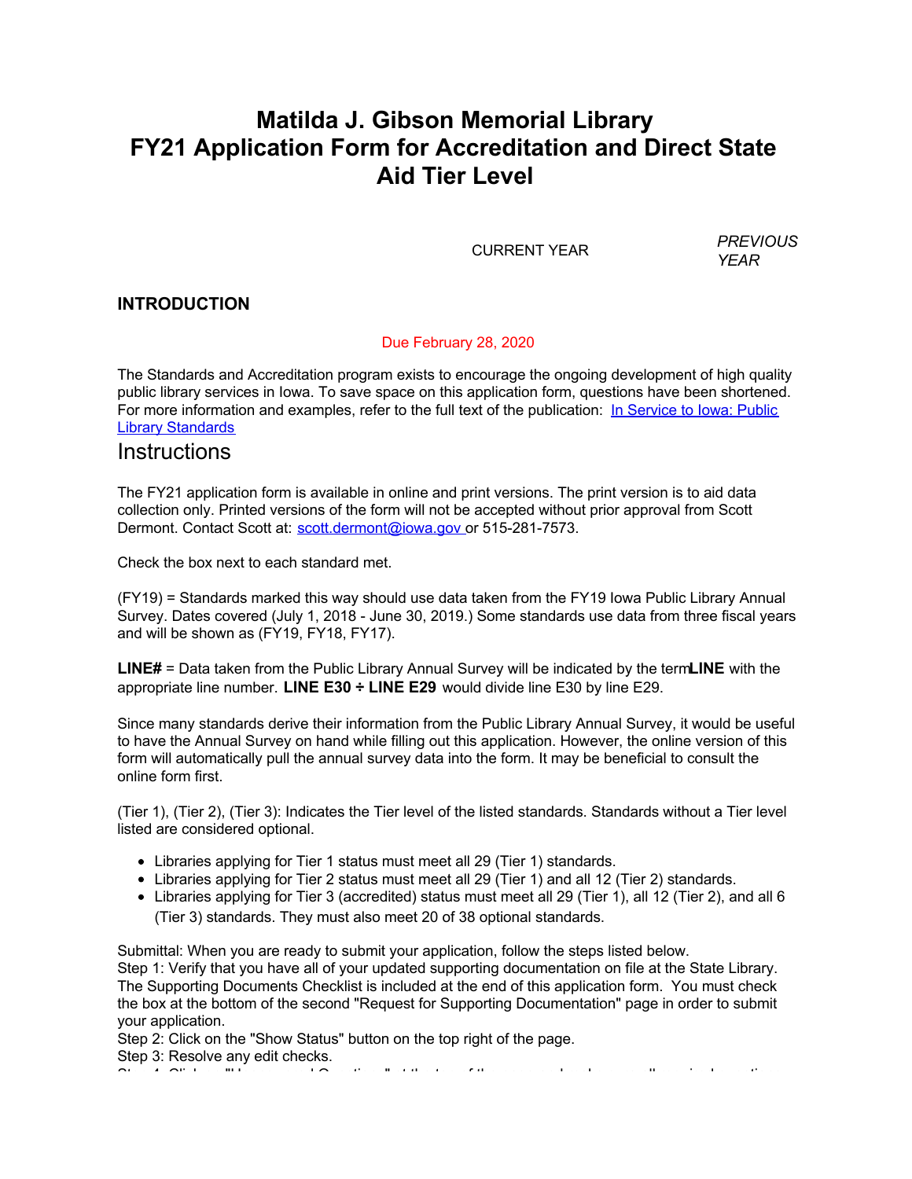# Matilda J. Gibson Memorial Library
# FY21 Application Form for Accreditation and Direct State Aid Tier Level

CURRENT YEAR *PREVIOUS YEAR*

## INTRODUCTION

Due February 28, 2020

The Standards and Accreditation program exists to encourage the ongoing development of high quality public library services in Iowa. To save space on this application form, questions have been shortened. For more information and examples, refer to the full text of the publication: [In Service to Iowa: Public Library Standards]()

# Instructions

The FY21 application form is available in online and print versions. The print version is to aid data collection only. Printed versions of the form will not be accepted without prior approval from Scott Dermont. Contact Scott at: [scott.dermont@iowa.gov](mailto:scott.dermont@iowa.gov) or 515-281-7573.

Check the box next to each standard met.

(FY19) = Standards marked this way should use data taken from the FY19 Iowa Public Library Annual Survey. Dates covered (July 1, 2018 - June 30, 2019.) Some standards use data from three fiscal years and will be shown as (FY19, FY18, FY17).

**LINE#** = Data taken from the Public Library Annual Survey will be indicated by the term **LINE** with the appropriate line number. **LINE E30 ÷ LINE E29** would divide line E30 by line E29.

Since many standards derive their information from the Public Library Annual Survey, it would be useful to have the Annual Survey on hand while filling out this application. However, the online version of this form will automatically pull the annual survey data into the form. It may be beneficial to consult the online form first.

(Tier 1), (Tier 2), (Tier 3): Indicates the Tier level of the listed standards. Standards without a Tier level listed are considered optional.

- Libraries applying for Tier 1 status must meet all 29 (Tier 1) standards.
- Libraries applying for Tier 2 status must meet all 29 (Tier 1) and all 12 (Tier 2) standards.
- Libraries applying for Tier 3 (accredited) status must meet all 29 (Tier 1), all 12 (Tier 2), and all 6 (Tier 3) standards. They must also meet 20 of 38 optional standards.

Submittal: When you are ready to submit your application, follow the steps listed below.
Step 1: Verify that you have all of your updated supporting documentation on file at the State Library. The Supporting Documents Checklist is included at the end of this application form. You must check the box at the bottom of the second "Request for Supporting Documentation" page in order to submit your application.
Step 2: Click on the "Show Status" button on the top right of the page.
Step 3: Resolve any edit checks.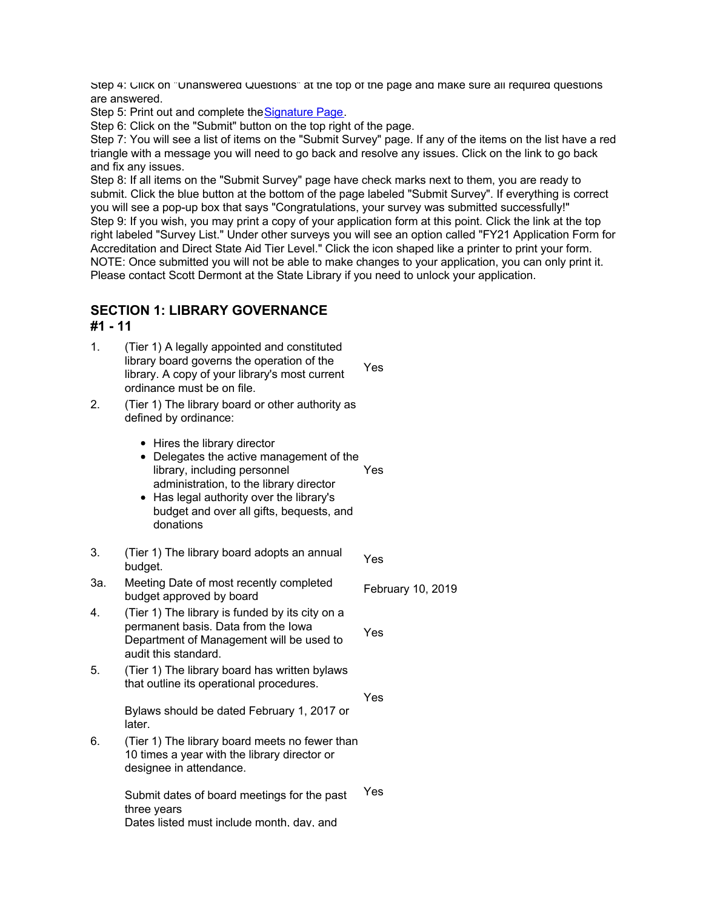Step 4: Click on "Unanswered Questions" at the top of the page and make sure all required questions are answered.
Step 5: Print out and complete the Signature Page.
Step 6: Click on the "Submit" button on the top right of the page.
Step 7: You will see a list of items on the "Submit Survey" page. If any of the items on the list have a red triangle with a message you will need to go back and resolve any issues. Click on the link to go back and fix any issues.
Step 8: If all items on the "Submit Survey" page have check marks next to them, you are ready to submit. Click the blue button at the bottom of the page labeled "Submit Survey". If everything is correct you will see a pop-up box that says "Congratulations, your survey was submitted successfully!"
Step 9: If you wish, you may print a copy of your application form at this point. Click the link at the top right labeled "Survey List." Under other surveys you will see an option called "FY21 Application Form for Accreditation and Direct State Aid Tier Level." Click the icon shaped like a printer to print your form.
NOTE: Once submitted you will not be able to make changes to your application, you can only print it. Please contact Scott Dermont at the State Library if you need to unlock your application.

## SECTION 1: LIBRARY GOVERNANCE #1 - 11

| | | |
|---|---|---|
| 1. | (Tier 1) A legally appointed and constituted library board governs the operation of the library. A copy of your library's most current ordinance must be on file. | Yes |
| 2. | (Tier 1) The library board or other authority as defined by ordinance:<br>• Hires the library director<br>• Delegates the active management of the library, including personnel administration, to the library director<br>• Has legal authority over the library's budget and over all gifts, bequests, and donations | Yes |
| 3. | (Tier 1) The library board adopts an annual budget. | Yes |
| 3a. | Meeting Date of most recently completed budget approved by board | February 10, 2019 |
| 4. | (Tier 1) The library is funded by its city on a permanent basis. Data from the Iowa Department of Management will be used to audit this standard. | Yes |
| 5. | (Tier 1) The library board has written bylaws that outline its operational procedures.<br><br>Bylaws should be dated February 1, 2017 or later. | Yes |
| 6. | (Tier 1) The library board meets no fewer than 10 times a year with the library director or designee in attendance.<br><br>Submit dates of board meetings for the past three years<br>Dates listed must include month, day, and | Yes |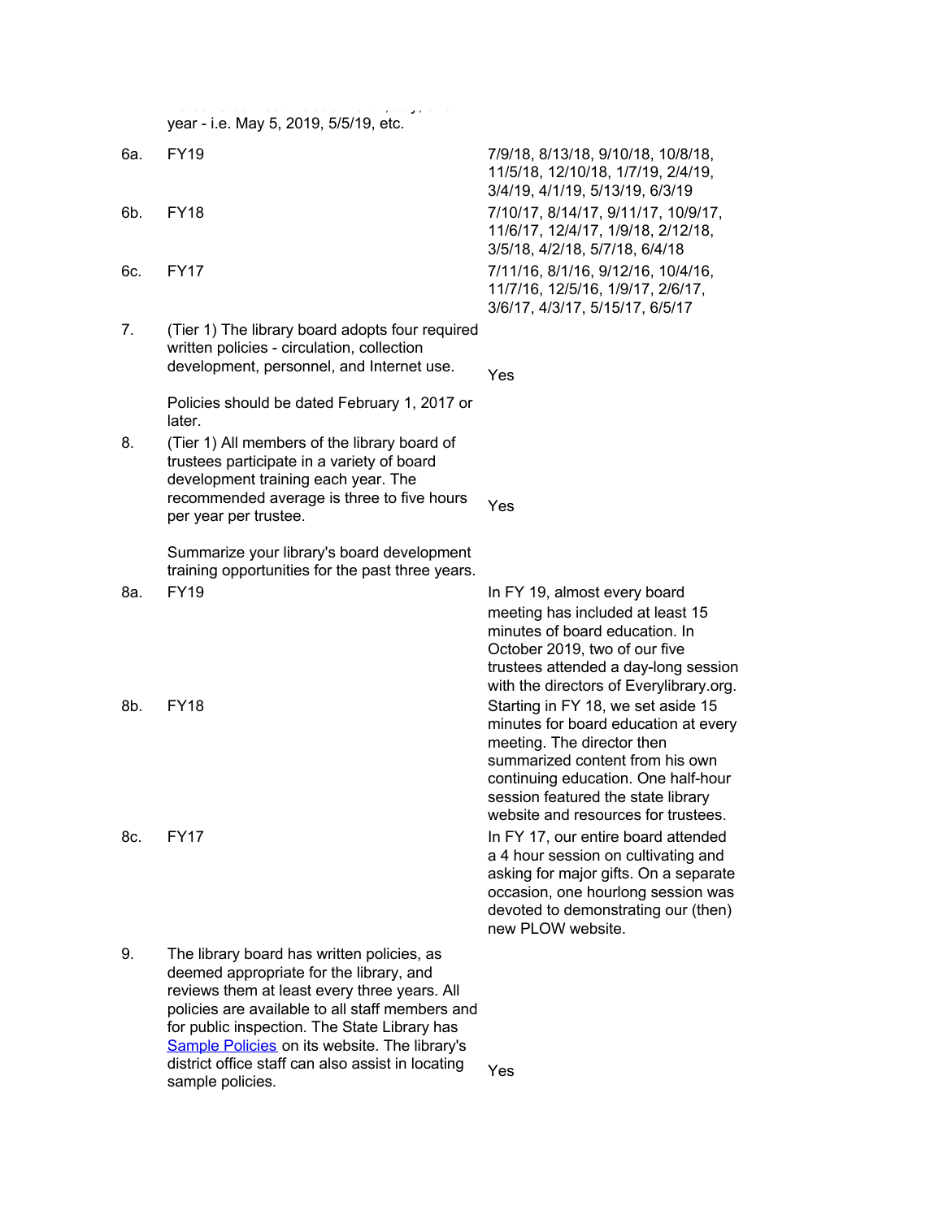year - i.e. May 5, 2019, 5/5/19, etc.

| | | |
|---|---|---|
| 6a. | FY19 | 7/9/18, 8/13/18, 9/10/18, 10/8/18, 11/5/18, 12/10/18, 1/7/19, 2/4/19, 3/4/19, 4/1/19, 5/13/19, 6/3/19 |
| 6b. | FY18 | 7/10/17, 8/14/17, 9/11/17, 10/9/17, 11/6/17, 12/4/17, 1/9/18, 2/12/18, 3/5/18, 4/2/18, 5/7/18, 6/4/18 |
| 6c. | FY17 | 7/11/16, 8/1/16, 9/12/16, 10/4/16, 11/7/16, 12/5/16, 1/9/17, 2/6/17, 3/6/17, 4/3/17, 5/15/17, 6/5/17 |
| 7. | (Tier 1) The library board adopts four required written policies - circulation, collection development, personnel, and Internet use.<br><br>Policies should be dated February 1, 2017 or later. | Yes |
| 8. | (Tier 1) All members of the library board of trustees participate in a variety of board development training each year. The recommended average is three to five hours per year per trustee.<br><br>Summarize your library's board development training opportunities for the past three years. | Yes |
| 8a. | FY19 | In FY 19, almost every board meeting has included at least 15 minutes of board education. In October 2019, two of our five trustees attended a day-long session with the directors of Everylibrary.org. |
| 8b. | FY18 | Starting in FY 18, we set aside 15 minutes for board education at every meeting. The director then summarized content from his own continuing education. One half-hour session featured the state library website and resources for trustees. |
| 8c. | FY17 | In FY 17, our entire board attended a 4 hour session on cultivating and asking for major gifts. On a separate occasion, one hourlong session was devoted to demonstrating our (then) new PLOW website. |
| 9. | The library board has written policies, as deemed appropriate for the library, and reviews them at least every three years. All policies are available to all staff members and for public inspection. The State Library has Sample Policies on its website. The library's district office staff can also assist in locating sample policies. | Yes |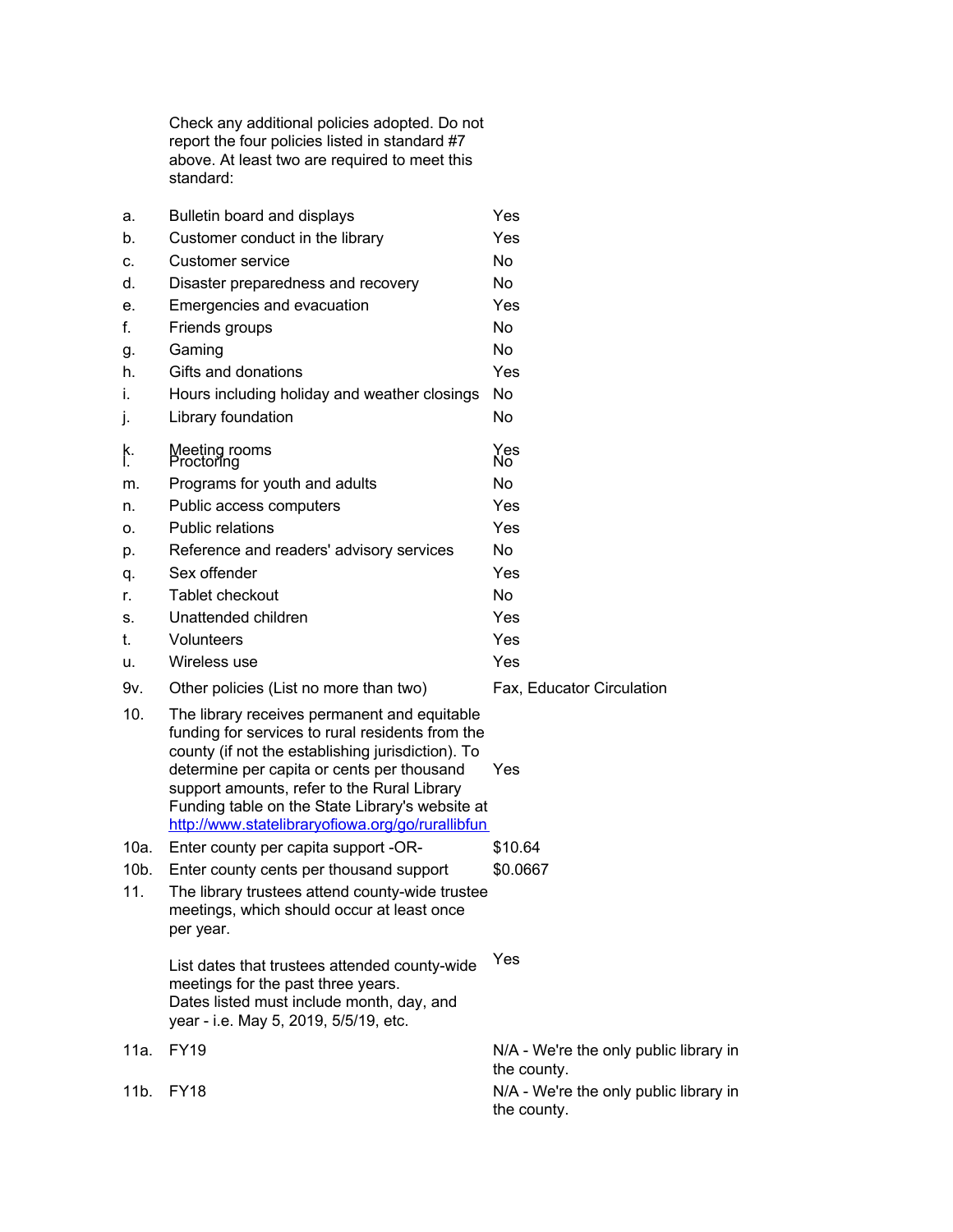Check any additional policies adopted. Do not report the four policies listed in standard #7 above. At least two are required to meet this standard:

| | | |
|---|---|---|
| a. | Bulletin board and displays | Yes |
| b. | Customer conduct in the library | Yes |
| c. | Customer service | No |
| d. | Disaster preparedness and recovery | No |
| e. | Emergencies and evacuation | Yes |
| f. | Friends groups | No |
| g. | Gaming | No |
| h. | Gifts and donations | Yes |
| i. | Hours including holiday and weather closings | No |
| j. | Library foundation | No |
| k. | Meeting rooms | Yes |
| l. | Proctoring | No |
| m. | Programs for youth and adults | No |
| n. | Public access computers | Yes |
| o. | Public relations | Yes |
| p. | Reference and readers' advisory services | No |
| q. | Sex offender | Yes |
| r. | Tablet checkout | No |
| s. | Unattended children | Yes |
| t. | Volunteers | Yes |
| u. | Wireless use | Yes |
| 9v. | Other policies (List no more than two) | Fax, Educator Circulation |
| 10. | The library receives permanent and equitable funding for services to rural residents from the county (if not the establishing jurisdiction). To determine per capita or cents per thousand support amounts, refer to the Rural Library Funding table on the State Library's website at http://www.statelibraryofiowa.org/go/rurallibfun | Yes |
| 10a. | Enter county per capita support -OR- | $10.64 |
| 10b. | Enter county cents per thousand support | $0.0667 |
| 11. | The library trustees attend county-wide trustee meetings, which should occur at least once per year. List dates that trustees attended county-wide meetings for the past three years. Dates listed must include month, day, and year - i.e. May 5, 2019, 5/5/19, etc. | Yes |
| 11a. | FY19 | N/A - We're the only public library in the county. |
| 11b. | FY18 | N/A - We're the only public library in the county. |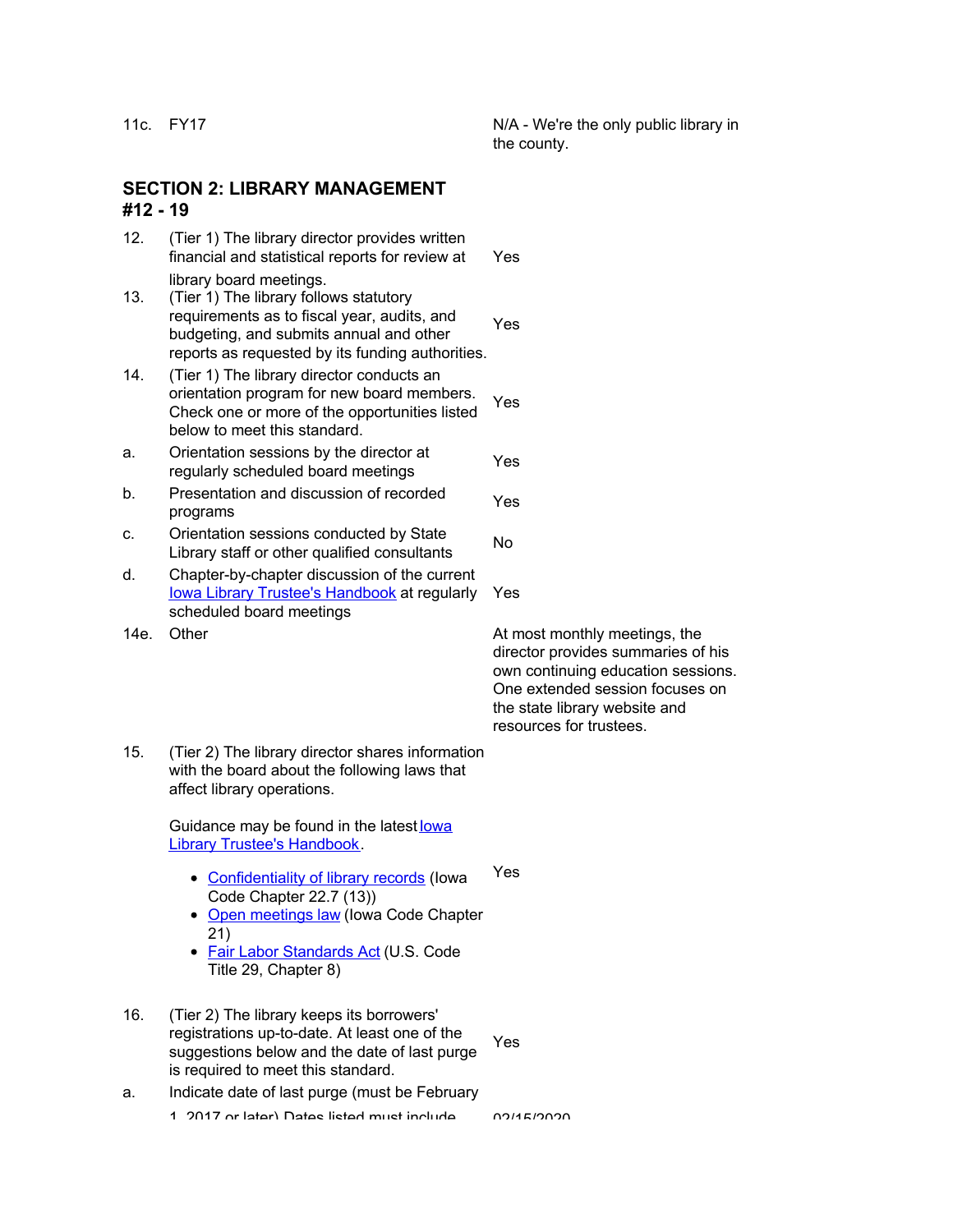| | | |
|---|---|---|
| 11c. | FY17 | N/A - We're the only public library in the county. |

## SECTION 2: LIBRARY MANAGEMENT #12 - 19

| | | |
|---|---|---|
| 12. | (Tier 1) The library director provides written financial and statistical reports for review at library board meetings. | Yes |
| 13. | (Tier 1) The library follows statutory requirements as to fiscal year, audits, and budgeting, and submits annual and other reports as requested by its funding authorities. | Yes |
| 14. | (Tier 1) The library director conducts an orientation program for new board members. Check one or more of the opportunities listed below to meet this standard. | Yes |
| a. | Orientation sessions by the director at regularly scheduled board meetings | Yes |
| b. | Presentation and discussion of recorded programs | Yes |
| c. | Orientation sessions conducted by State Library staff or other qualified consultants | No |
| d. | Chapter-by-chapter discussion of the current Iowa Library Trustee's Handbook at regularly scheduled board meetings | Yes |
| 14e. | Other | At most monthly meetings, the director provides summaries of his own continuing education sessions. One extended session focuses on the state library website and resources for trustees. |
| 15. | (Tier 2) The library director shares information with the board about the following laws that affect library operations.<br><br>Guidance may be found in the latest Iowa Library Trustee's Handbook.<br><br>• Confidentiality of library records (Iowa Code Chapter 22.7 (13))<br>• Open meetings law (Iowa Code Chapter 21)<br>• Fair Labor Standards Act (U.S. Code Title 29, Chapter 8) | Yes |
| 16. | (Tier 2) The library keeps its borrowers' registrations up-to-date. At least one of the suggestions below and the date of last purge is required to meet this standard. | Yes |
| a. | Indicate date of last purge (must be February 1, 2017 or later) Dates listed must include | 02/15/2020 |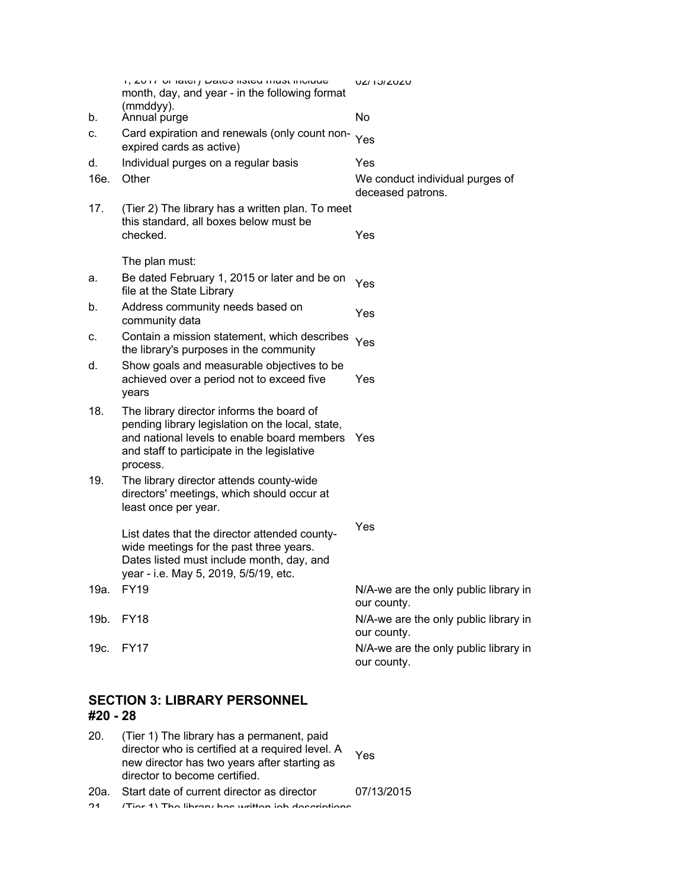| | | |
|---|---|---|
| | 1, 2017 or later) Dates listed must include month, day, and year - in the following format (mmddyy). | 02/15/2020 |
| b. | Annual purge | No |
| c. | Card expiration and renewals (only count non-expired cards as active) | Yes |
| d. | Individual purges on a regular basis | Yes |
| 16e. | Other | We conduct individual purges of deceased patrons. |
| 17. | (Tier 2) The library has a written plan. To meet this standard, all boxes below must be checked.<br><br>The plan must: | Yes |
| a. | Be dated February 1, 2015 or later and be on file at the State Library | Yes |
| b. | Address community needs based on community data | Yes |
| c. | Contain a mission statement, which describes the library's purposes in the community | Yes |
| d. | Show goals and measurable objectives to be achieved over a period not to exceed five years | Yes |
| 18. | The library director informs the board of pending library legislation on the local, state, and national levels to enable board members and staff to participate in the legislative process. | Yes |
| 19. | The library director attends county-wide directors' meetings, which should occur at least once per year.<br><br>List dates that the director attended county-wide meetings for the past three years. Dates listed must include month, day, and year - i.e. May 5, 2019, 5/5/19, etc. | Yes |
| 19a. | FY19 | N/A-we are the only public library in our county. |
| 19b. | FY18 | N/A-we are the only public library in our county. |
| 19c. | FY17 | N/A-we are the only public library in our county. |

## SECTION 3: LIBRARY PERSONNEL #20 - 28

| | | |
|---|---|---|
| 20. | (Tier 1) The library has a permanent, paid director who is certified at a required level. A new director has two years after starting as director to become certified. | Yes |
| 20a. | Start date of current director as director | 07/13/2015 |
| 21. | (Tier 1) The library has written job descriptions | |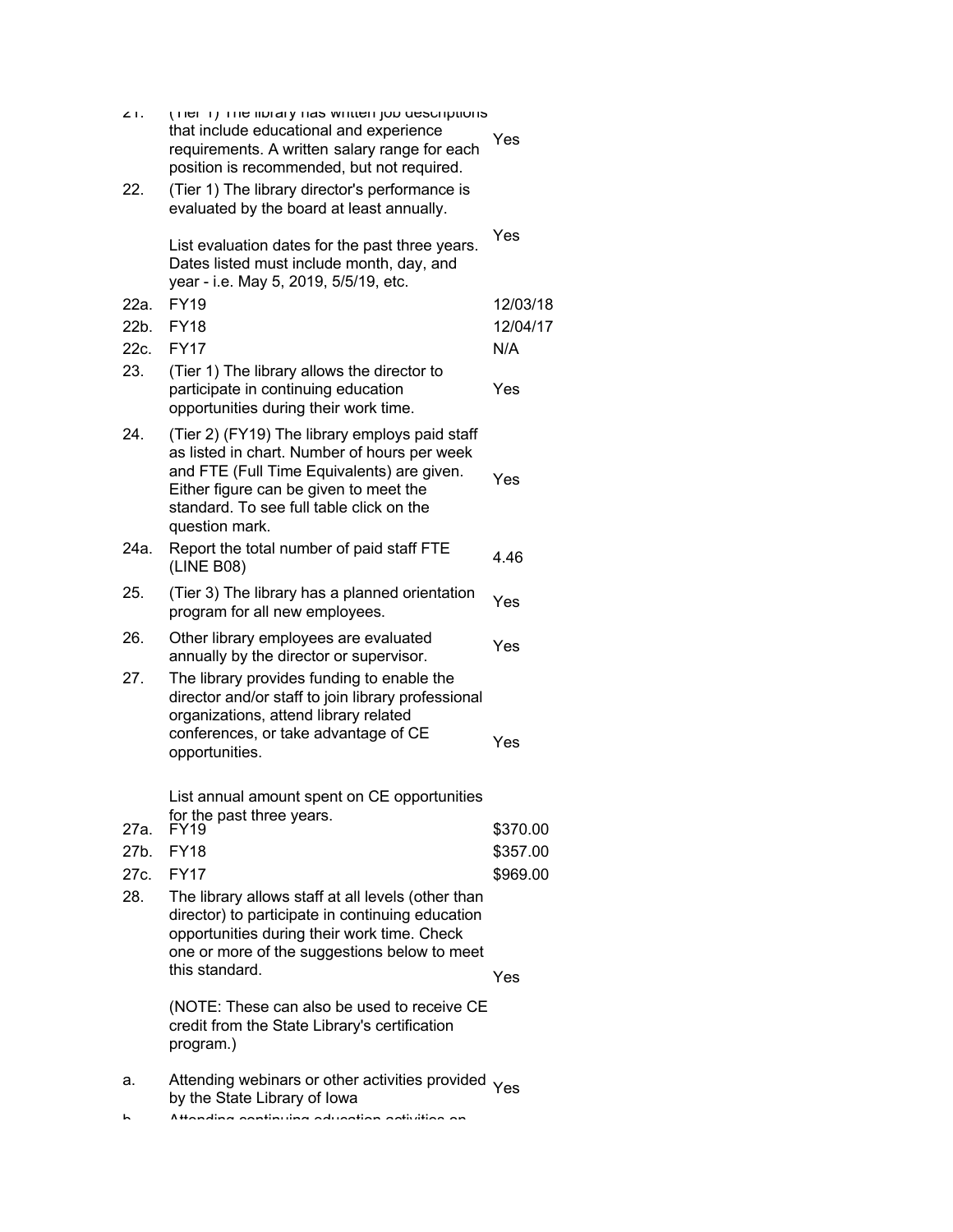| | | |
|---|---|---|
| 21. | (Tier 1) The library has written job descriptions that include educational and experience requirements. A written salary range for each position is recommended, but not required. | Yes |
| 22. | (Tier 1) The library director's performance is evaluated by the board at least annually.<br><br>List evaluation dates for the past three years. Dates listed must include month, day, and year - i.e. May 5, 2019, 5/5/19, etc. | Yes |
| 22a. | FY19 | 12/03/18 |
| 22b. | FY18 | 12/04/17 |
| 22c. | FY17 | N/A |
| 23. | (Tier 1) The library allows the director to participate in continuing education opportunities during their work time. | Yes |
| 24. | (Tier 2) (FY19) The library employs paid staff as listed in chart. Number of hours per week and FTE (Full Time Equivalents) are given. Either figure can be given to meet the standard. To see full table click on the question mark. | Yes |
| 24a. | Report the total number of paid staff FTE (LINE B08) | 4.46 |
| 25. | (Tier 3) The library has a planned orientation program for all new employees. | Yes |
| 26. | Other library employees are evaluated annually by the director or supervisor. | Yes |
| 27. | The library provides funding to enable the director and/or staff to join library professional organizations, attend library related conferences, or take advantage of CE opportunities.<br><br>List annual amount spent on CE opportunities for the past three years. | Yes |
| 27a. | FY19 | $370.00 |
| 27b. | FY18 | $357.00 |
| 27c. | FY17 | $969.00 |
| 28. | The library allows staff at all levels (other than director) to participate in continuing education opportunities during their work time. Check one or more of the suggestions below to meet this standard.<br><br>(NOTE: These can also be used to receive CE credit from the State Library's certification program.) | Yes |
| a. | Attending webinars or other activities provided by the State Library of Iowa | Yes |
| b. | Attending continuing education activities on | |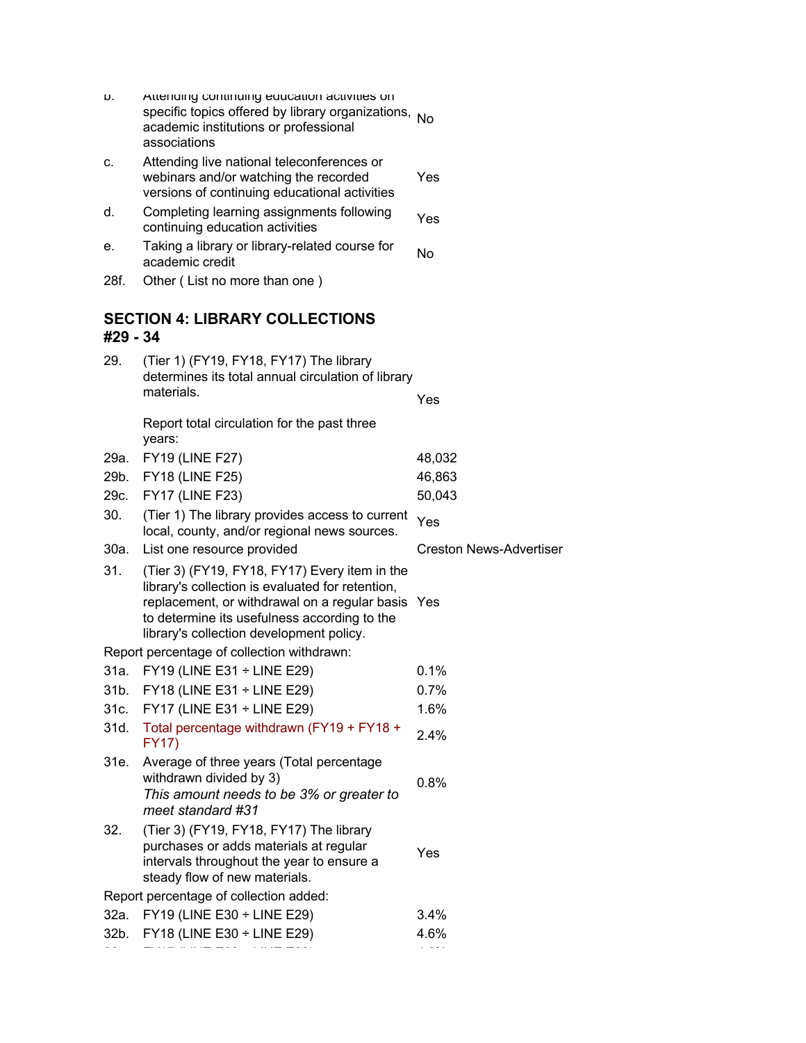| | | |
|---|---|---|
| b. | Attending continuing education activities on specific topics offered by library organizations, academic institutions or professional associations | No |
| c. | Attending live national teleconferences or webinars and/or watching the recorded versions of continuing educational activities | Yes |
| d. | Completing learning assignments following continuing education activities | Yes |
| e. | Taking a library or library-related course for academic credit | No |
| 28f. | Other ( List no more than one ) | |

### SECTION 4: LIBRARY COLLECTIONS #29 - 34

| | | |
|---|---|---|
| 29. | (Tier 1) (FY19, FY18, FY17) The library determines its total annual circulation of library materials. | Yes |
| | Report total circulation for the past three years: | |
| 29a. | FY19 (LINE F27) | 48,032 |
| 29b. | FY18 (LINE F25) | 46,863 |
| 29c. | FY17 (LINE F23) | 50,043 |
| 30. | (Tier 1) The library provides access to current local, county, and/or regional news sources. | Yes |
| 30a. | List one resource provided | Creston News-Advertiser |
| 31. | (Tier 3) (FY19, FY18, FY17) Every item in the library's collection is evaluated for retention, replacement, or withdrawal on a regular basis to determine its usefulness according to the library's collection development policy. | Yes |
| Report percentage of collection withdrawn: | | |
| 31a. | FY19 (LINE E31 ÷ LINE E29) | 0.1% |
| 31b. | FY18 (LINE E31 ÷ LINE E29) | 0.7% |
| 31c. | FY17 (LINE E31 ÷ LINE E29) | 1.6% |
| 31d. | Total percentage withdrawn (FY19 + FY18 + FY17) | 2.4% |
| 31e. | Average of three years (Total percentage withdrawn divided by 3) *This amount needs to be 3% or greater to meet standard #31* | 0.8% |
| 32. | (Tier 3) (FY19, FY18, FY17) The library purchases or adds materials at regular intervals throughout the year to ensure a steady flow of new materials. | Yes |
| Report percentage of collection added: | | |
| 32a. | FY19 (LINE E30 ÷ LINE E29) | 3.4% |
| 32b. | FY18 (LINE E30 ÷ LINE E29) | 4.6% |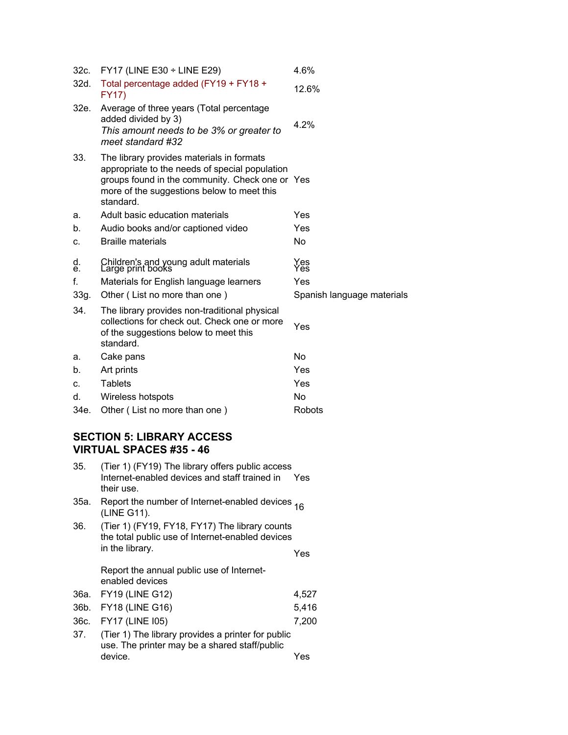| | | |
|---|---|---|
| 32c. | FY17 (LINE E30 ÷ LINE E29) | 4.6% |
| 32d. | Total percentage added (FY19 + FY18 + FY17) | 12.6% |
| 32e. | Average of three years (Total percentage added divided by 3) *This amount needs to be 3% or greater to meet standard #32* | 4.2% |
| 33. | The library provides materials in formats appropriate to the needs of special population groups found in the community. Check one or more of the suggestions below to meet this standard. | Yes |
| a. | Adult basic education materials | Yes |
| b. | Audio books and/or captioned video | Yes |
| c. | Braille materials | No |
| d. | Children's and young adult materials | Yes |
| e. | Large print books | Yes |
| f. | Materials for English language learners | Yes |
| 33g. | Other ( List no more than one ) | Spanish language materials |
| 34. | The library provides non-traditional physical collections for check out. Check one or more of the suggestions below to meet this standard. | Yes |
| a. | Cake pans | No |
| b. | Art prints | Yes |
| c. | Tablets | Yes |
| d. | Wireless hotspots | No |
| 34e. | Other ( List no more than one ) | Robots |

## SECTION 5: LIBRARY ACCESS VIRTUAL SPACES #35 - 46

| | | |
|---|---|---|
| 35. | (Tier 1) (FY19) The library offers public access Internet-enabled devices and staff trained in their use. | Yes |
| 35a. | Report the number of Internet-enabled devices (LINE G11). | 16 |
| 36. | (Tier 1) (FY19, FY18, FY17) The library counts the total public use of Internet-enabled devices in the library. | Yes |
| | Report the annual public use of Internet-enabled devices | |
| 36a. | FY19 (LINE G12) | 4,527 |
| 36b. | FY18 (LINE G16) | 5,416 |
| 36c. | FY17 (LINE I05) | 7,200 |
| 37. | (Tier 1) The library provides a printer for public use. The printer may be a shared staff/public device. | Yes |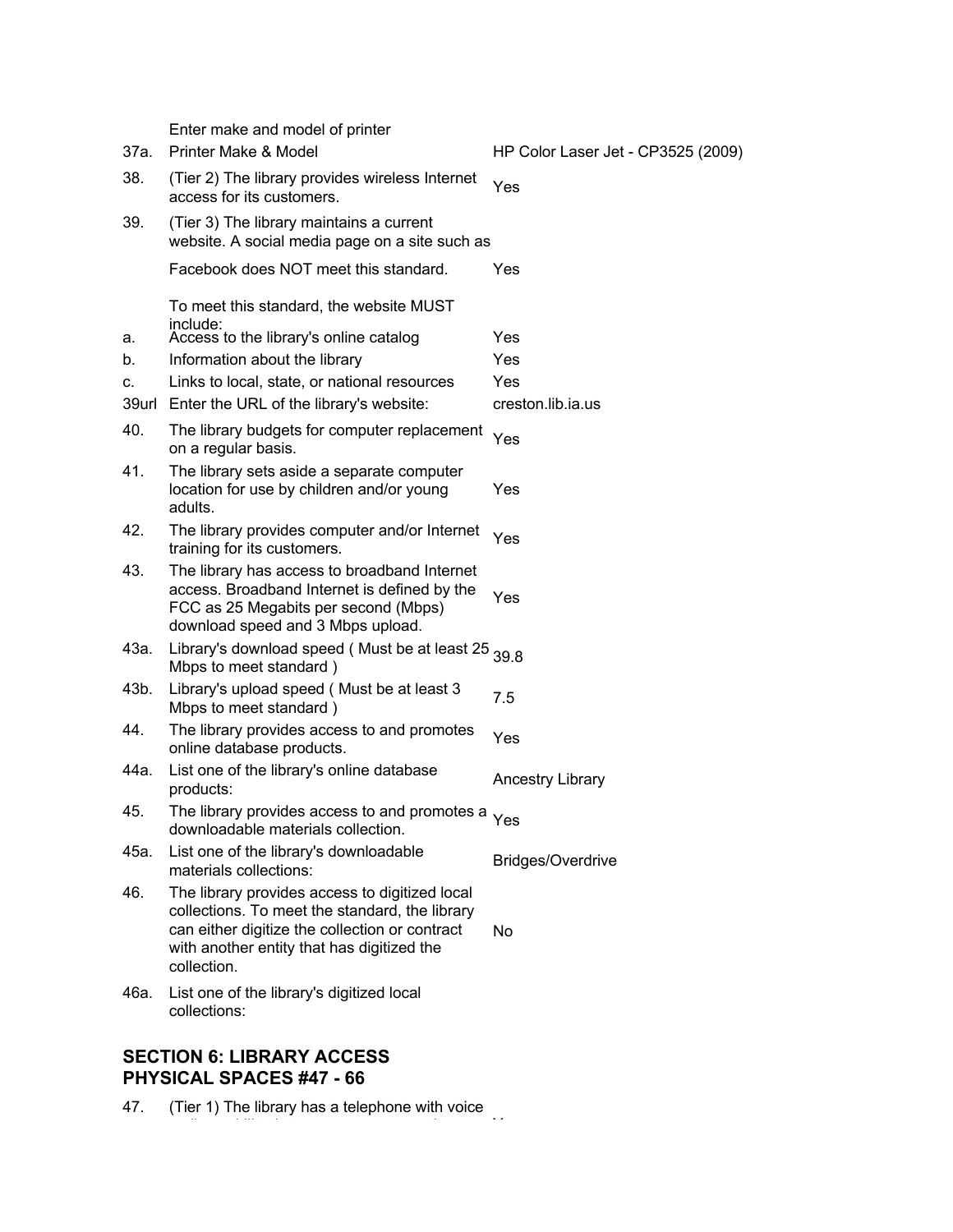| | | |
|---|---|---|
| | Enter make and model of printer | |
| 37a. | Printer Make & Model | HP Color Laser Jet - CP3525 (2009) |
| 38. | (Tier 2) The library provides wireless Internet access for its customers. | Yes |
| 39. | (Tier 3) The library maintains a current website. A social media page on a site such as Facebook does NOT meet this standard. | Yes |
| | To meet this standard, the website MUST include: | |
| a. | Access to the library's online catalog | Yes |
| b. | Information about the library | Yes |
| c. | Links to local, state, or national resources | Yes |
| 39url | Enter the URL of the library's website: | creston.lib.ia.us |
| 40. | The library budgets for computer replacement on a regular basis. | Yes |
| 41. | The library sets aside a separate computer location for use by children and/or young adults. | Yes |
| 42. | The library provides computer and/or Internet training for its customers. | Yes |
| 43. | The library has access to broadband Internet access. Broadband Internet is defined by the FCC as 25 Megabits per second (Mbps) download speed and 3 Mbps upload. | Yes |
| 43a. | Library's download speed ( Must be at least 25 Mbps to meet standard ) | 39.8 |
| 43b. | Library's upload speed ( Must be at least 3 Mbps to meet standard ) | 7.5 |
| 44. | The library provides access to and promotes online database products. | Yes |
| 44a. | List one of the library's online database products: | Ancestry Library |
| 45. | The library provides access to and promotes a downloadable materials collection. | Yes |
| 45a. | List one of the library's downloadable materials collections: | Bridges/Overdrive |
| 46. | The library provides access to digitized local collections. To meet the standard, the library can either digitize the collection or contract with another entity that has digitized the collection. | No |
| 46a. | List one of the library's digitized local collections: | |

## SECTION 6: LIBRARY ACCESS PHYSICAL SPACES #47 - 66

| | | |
|---|---|---|
| 47. | (Tier 1) The library has a telephone with voice | |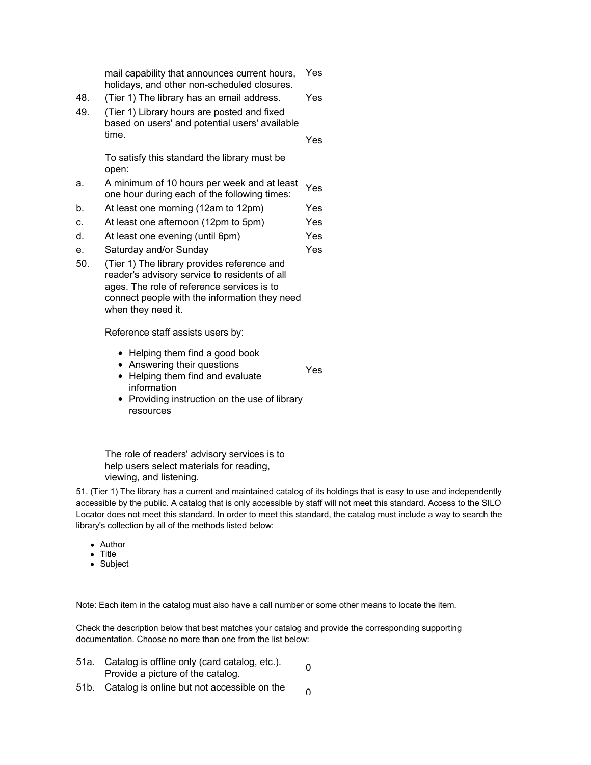| | | |
|---|---|---|
| | mail capability that announces current hours, holidays, and other non-scheduled closures. | Yes |
| 48. | (Tier 1) The library has an email address. | Yes |
| 49. | (Tier 1) Library hours are posted and fixed based on users' and potential users' available time.<br><br>To satisfy this standard the library must be open: | Yes |
| a. | A minimum of 10 hours per week and at least one hour during each of the following times: | Yes |
| b. | At least one morning (12am to 12pm) | Yes |
| c. | At least one afternoon (12pm to 5pm) | Yes |
| d. | At least one evening (until 6pm) | Yes |
| e. | Saturday and/or Sunday | Yes |
| 50. | (Tier 1) The library provides reference and reader's advisory service to residents of all ages. The role of reference services is to connect people with the information they need when they need it.<br><br>Reference staff assists users by:<br><br>• Helping them find a good book<br>• Answering their questions<br>• Helping them find and evaluate information<br>• Providing instruction on the use of library resources<br><br>The role of readers' advisory services is to help users select materials for reading, viewing, and listening. | Yes |

51. (Tier 1) The library has a current and maintained catalog of its holdings that is easy to use and independently accessible by the public. A catalog that is only accessible by staff will not meet this standard. Access to the SILO Locator does not meet this standard. In order to meet this standard, the catalog must include a way to search the library's collection by all of the methods listed below:

- Author
- Title
- Subject

Note: Each item in the catalog must also have a call number or some other means to locate the item.

Check the description below that best matches your catalog and provide the corresponding supporting documentation. Choose no more than one from the list below:

| | | |
|---|---|---|
| 51a. | Catalog is offline only (card catalog, etc.). Provide a picture of the catalog. | 0 |
| 51b. | Catalog is online but not accessible on the | 0 |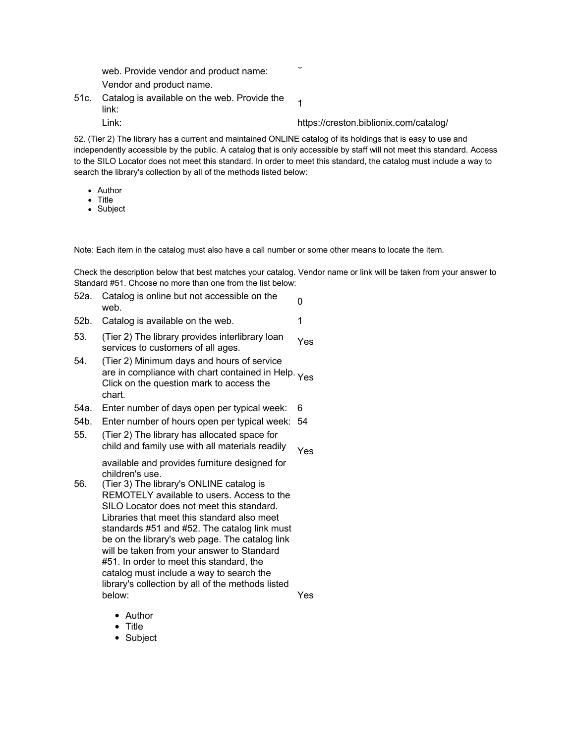| | | |
|---|---|---|
| | web. Provide vendor and product name: | |
| | Vendor and product name. | |
| 51c. | Catalog is available on the web. Provide the link: | 1 |
| | Link: | https://creston.biblionix.com/catalog/ |

52. (Tier 2) The library has a current and maintained ONLINE catalog of its holdings that is easy to use and independently accessible by the public. A catalog that is only accessible by staff will not meet this standard. Access to the SILO Locator does not meet this standard. In order to meet this standard, the catalog must include a way to search the library's collection by all of the methods listed below:

- Author
- Title
- Subject

Note: Each item in the catalog must also have a call number or some other means to locate the item.

Check the description below that best matches your catalog. Vendor name or link will be taken from your answer to Standard #51. Choose no more than one from the list below:

| | | |
|---|---|---|
| 52a. | Catalog is online but not accessible on the web. | 0 |
| 52b. | Catalog is available on the web. | 1 |
| 53. | (Tier 2) The library provides interlibrary loan services to customers of all ages. | Yes |
| 54. | (Tier 2) Minimum days and hours of service are in compliance with chart contained in Help. Click on the question mark to access the chart. | Yes |
| 54a. | Enter number of days open per typical week: | 6 |
| 54b. | Enter number of hours open per typical week: | 54 |
| 55. | (Tier 2) The library has allocated space for child and family use with all materials readily available and provides furniture designed for children's use. | Yes |
| 56. | (Tier 3) The library's ONLINE catalog is REMOTELY available to users. Access to the SILO Locator does not meet this standard. Libraries that meet this standard also meet standards #51 and #52. The catalog link must be on the library's web page. The catalog link will be taken from your answer to Standard #51. In order to meet this standard, the catalog must include a way to search the library's collection by all of the methods listed below: | Yes |

- Author
- Title
- Subject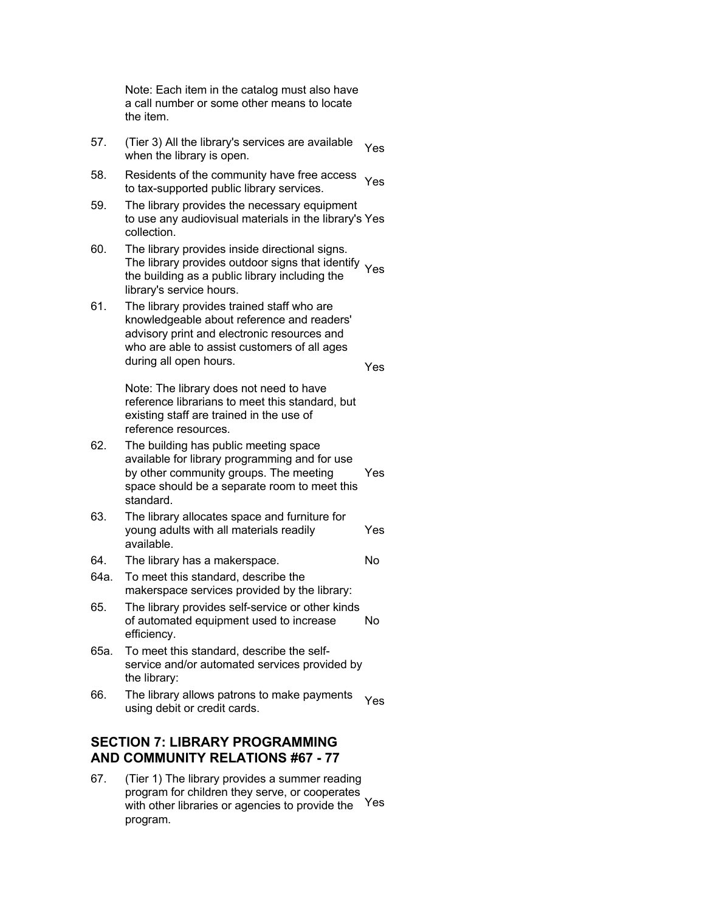Note: Each item in the catalog must also have a call number or some other means to locate the item.

| | | |
|---|---|---|
| 57. | (Tier 3) All the library's services are available when the library is open. | Yes |
| 58. | Residents of the community have free access to tax-supported public library services. | Yes |
| 59. | The library provides the necessary equipment to use any audiovisual materials in the library's collection. | Yes |
| 60. | The library provides inside directional signs. The library provides outdoor signs that identify the building as a public library including the library's service hours. | Yes |
| 61. | The library provides trained staff who are knowledgeable about reference and readers' advisory print and electronic resources and who are able to assist customers of all ages during all open hours.<br><br>Note: The library does not need to have reference librarians to meet this standard, but existing staff are trained in the use of reference resources. | Yes |
| 62. | The building has public meeting space available for library programming and for use by other community groups. The meeting space should be a separate room to meet this standard. | Yes |
| 63. | The library allocates space and furniture for young adults with all materials readily available. | Yes |
| 64. | The library has a makerspace. | No |
| 64a. | To meet this standard, describe the makerspace services provided by the library: | |
| 65. | The library provides self-service or other kinds of automated equipment used to increase efficiency. | No |
| 65a. | To meet this standard, describe the self-service and/or automated services provided by the library: | |
| 66. | The library allows patrons to make payments using debit or credit cards. | Yes |

## SECTION 7: LIBRARY PROGRAMMING AND COMMUNITY RELATIONS #67 - 77

| | | |
|---|---|---|
| 67. | (Tier 1) The library provides a summer reading program for children they serve, or cooperates with other libraries or agencies to provide the program. | Yes |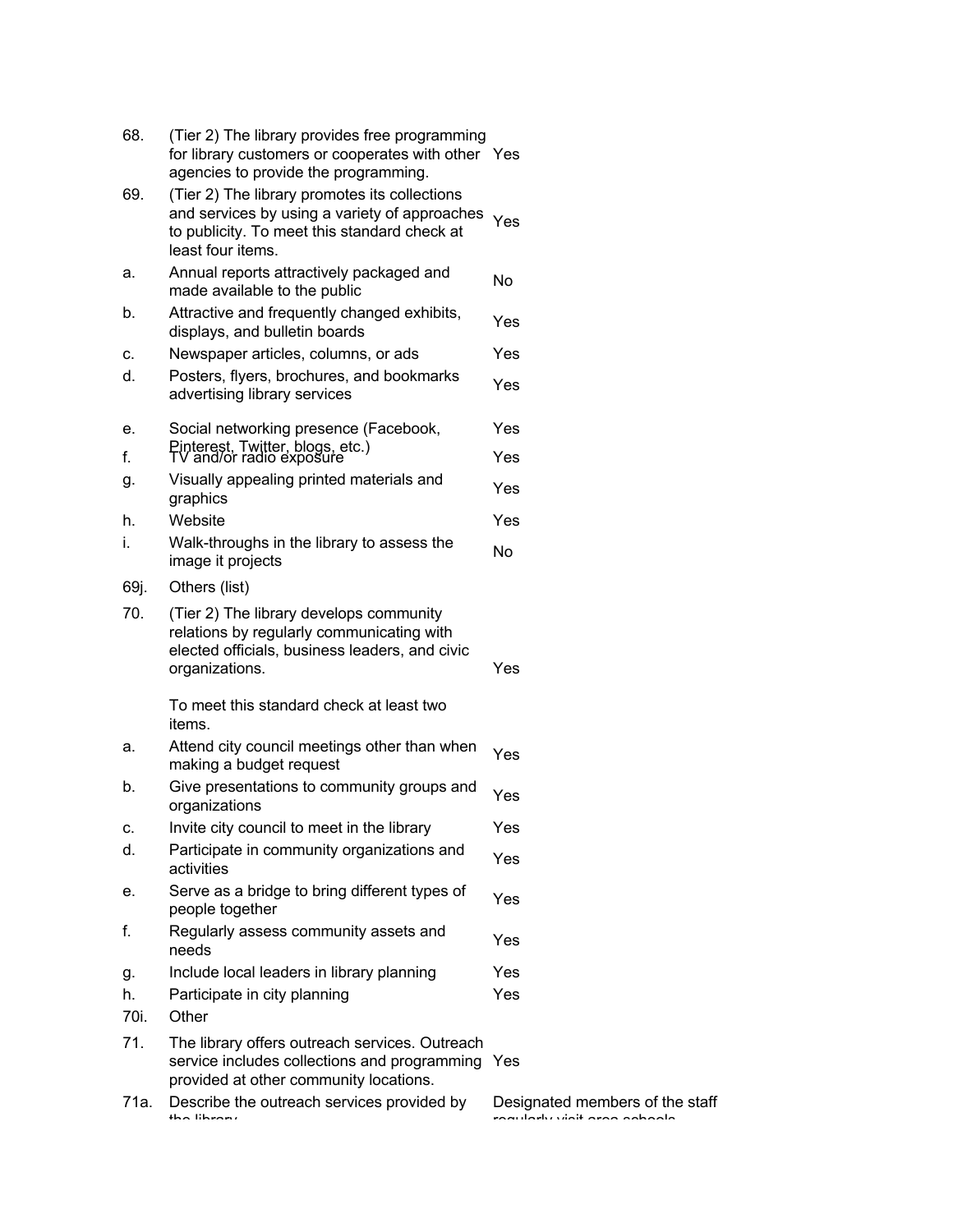| | | |
|---|---|---|
| 68. | (Tier 2) The library provides free programming for library customers or cooperates with other agencies to provide the programming. | Yes |
| 69. | (Tier 2) The library promotes its collections and services by using a variety of approaches to publicity. To meet this standard check at least four items. | Yes |
| a. | Annual reports attractively packaged and made available to the public | No |
| b. | Attractive and frequently changed exhibits, displays, and bulletin boards | Yes |
| c. | Newspaper articles, columns, or ads | Yes |
| d. | Posters, flyers, brochures, and bookmarks advertising library services | Yes |
| e. | Social networking presence (Facebook, Pinterest, Twitter, blogs, etc.) | Yes |
| f. | TV and/or radio exposure | Yes |
| g. | Visually appealing printed materials and graphics | Yes |
| h. | Website | Yes |
| i. | Walk-throughs in the library to assess the image it projects | No |
| 69j. | Others (list) | |
| 70. | (Tier 2) The library develops community relations by regularly communicating with elected officials, business leaders, and civic organizations.<br><br>To meet this standard check at least two items. | Yes |
| a. | Attend city council meetings other than when making a budget request | Yes |
| b. | Give presentations to community groups and organizations | Yes |
| c. | Invite city council to meet in the library | Yes |
| d. | Participate in community organizations and activities | Yes |
| e. | Serve as a bridge to bring different types of people together | Yes |
| f. | Regularly assess community assets and needs | Yes |
| g. | Include local leaders in library planning | Yes |
| h. | Participate in city planning | Yes |
| 70i. | Other | |
| 71. | The library offers outreach services. Outreach service includes collections and programming provided at other community locations. | Yes |
| 71a. | Describe the outreach services provided by the library | Designated members of the staff regularly visit area schools |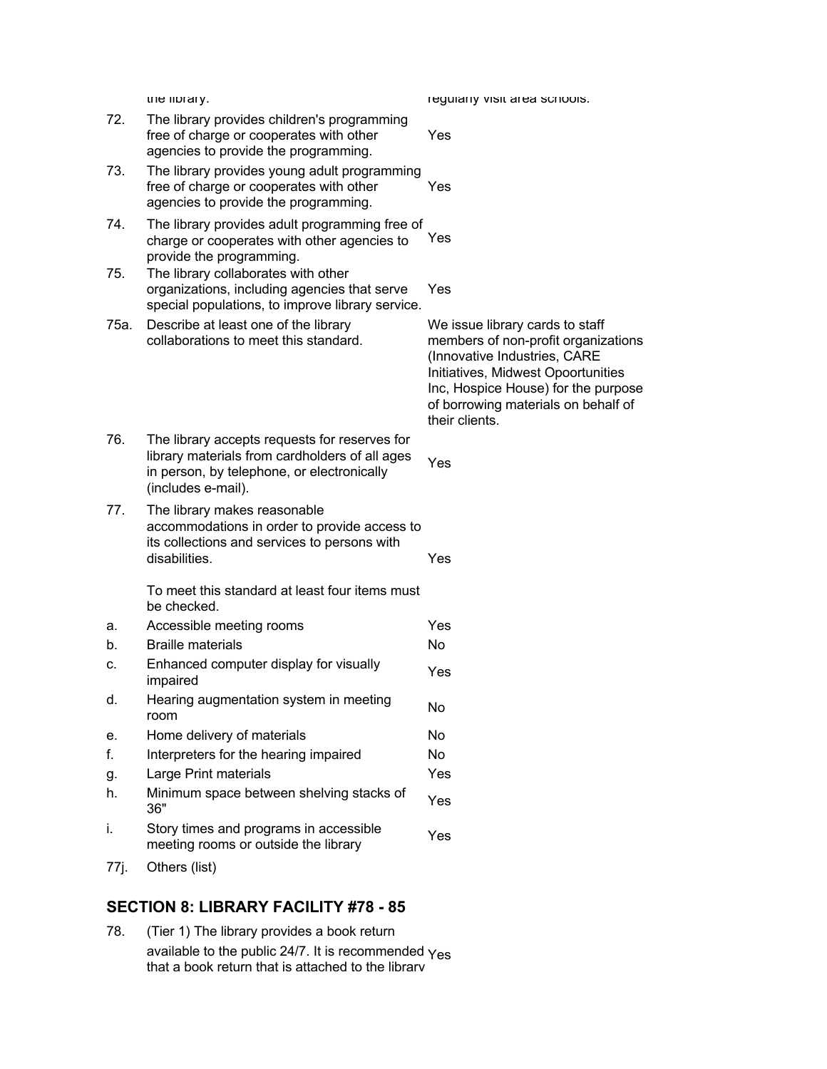| | | |
|---|---|---|
| | the library. | regularly visit area schools. |
| 72. | The library provides children's programming free of charge or cooperates with other agencies to provide the programming. | Yes |
| 73. | The library provides young adult programming free of charge or cooperates with other agencies to provide the programming. | Yes |
| 74. | The library provides adult programming free of charge or cooperates with other agencies to provide the programming. | Yes |
| 75. | The library collaborates with other organizations, including agencies that serve special populations, to improve library service. | Yes |
| 75a. | Describe at least one of the library collaborations to meet this standard. | We issue library cards to staff members of non-profit organizations (Innovative Industries, CARE Initiatives, Midwest Opoortunities Inc, Hospice House) for the purpose of borrowing materials on behalf of their clients. |
| 76. | The library accepts requests for reserves for library materials from cardholders of all ages in person, by telephone, or electronically (includes e-mail). | Yes |
| 77. | The library makes reasonable accommodations in order to provide access to its collections and services to persons with disabilities.<br><br>To meet this standard at least four items must be checked. | Yes |
| a. | Accessible meeting rooms | Yes |
| b. | Braille materials | No |
| c. | Enhanced computer display for visually impaired | Yes |
| d. | Hearing augmentation system in meeting room | No |
| e. | Home delivery of materials | No |
| f. | Interpreters for the hearing impaired | No |
| g. | Large Print materials | Yes |
| h. | Minimum space between shelving stacks of 36" | Yes |
| i. | Story times and programs in accessible meeting rooms or outside the library | Yes |
| 77j. | Others (list) | |

## SECTION 8: LIBRARY FACILITY #78 - 85

| | | |
|---|---|---|
| 78. | (Tier 1) The library provides a book return available to the public 24/7. It is recommended that a book return that is attached to the library | Yes |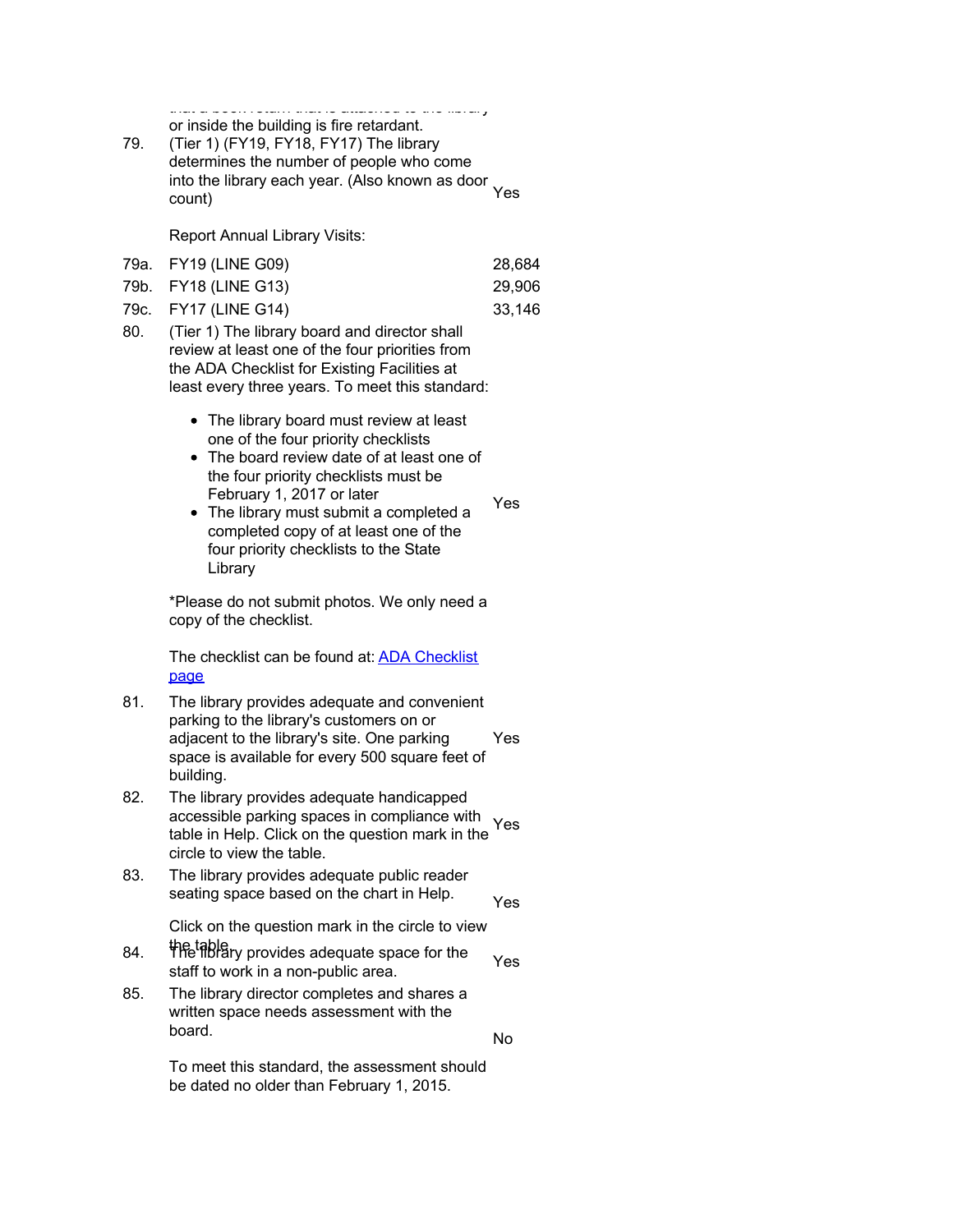or inside the building is fire retardant.

| | | |
|---|---|---|
| 79. | (Tier 1) (FY19, FY18, FY17) The library determines the number of people who come into the library each year. (Also known as door count)<br><br>Report Annual Library Visits: | Yes |
| 79a. | FY19 (LINE G09) | 28,684 |
| 79b. | FY18 (LINE G13) | 29,906 |
| 79c. | FY17 (LINE G14) | 33,146 |
| 80. | (Tier 1) The library board and director shall review at least one of the four priorities from the ADA Checklist for Existing Facilities at least every three years. To meet this standard:<br><br>• The library board must review at least one of the four priority checklists<br>• The board review date of at least one of the four priority checklists must be February 1, 2017 or later<br>• The library must submit a completed a completed copy of at least one of the four priority checklists to the State Library<br><br>*Please do not submit photos. We only need a copy of the checklist.<br><br>The checklist can be found at: ADA Checklist page | Yes |
| 81. | The library provides adequate and convenient parking to the library's customers on or adjacent to the library's site. One parking space is available for every 500 square feet of building. | Yes |
| 82. | The library provides adequate handicapped accessible parking spaces in compliance with table in Help. Click on the question mark in the circle to view the table. | Yes |
| 83. | The library provides adequate public reader seating space based on the chart in Help.<br><br>Click on the question mark in the circle to view the table. | Yes |
| 84. | The library provides adequate space for the staff to work in a non-public area. | Yes |
| 85. | The library director completes and shares a written space needs assessment with the board.<br><br>To meet this standard, the assessment should be dated no older than February 1, 2015. | No |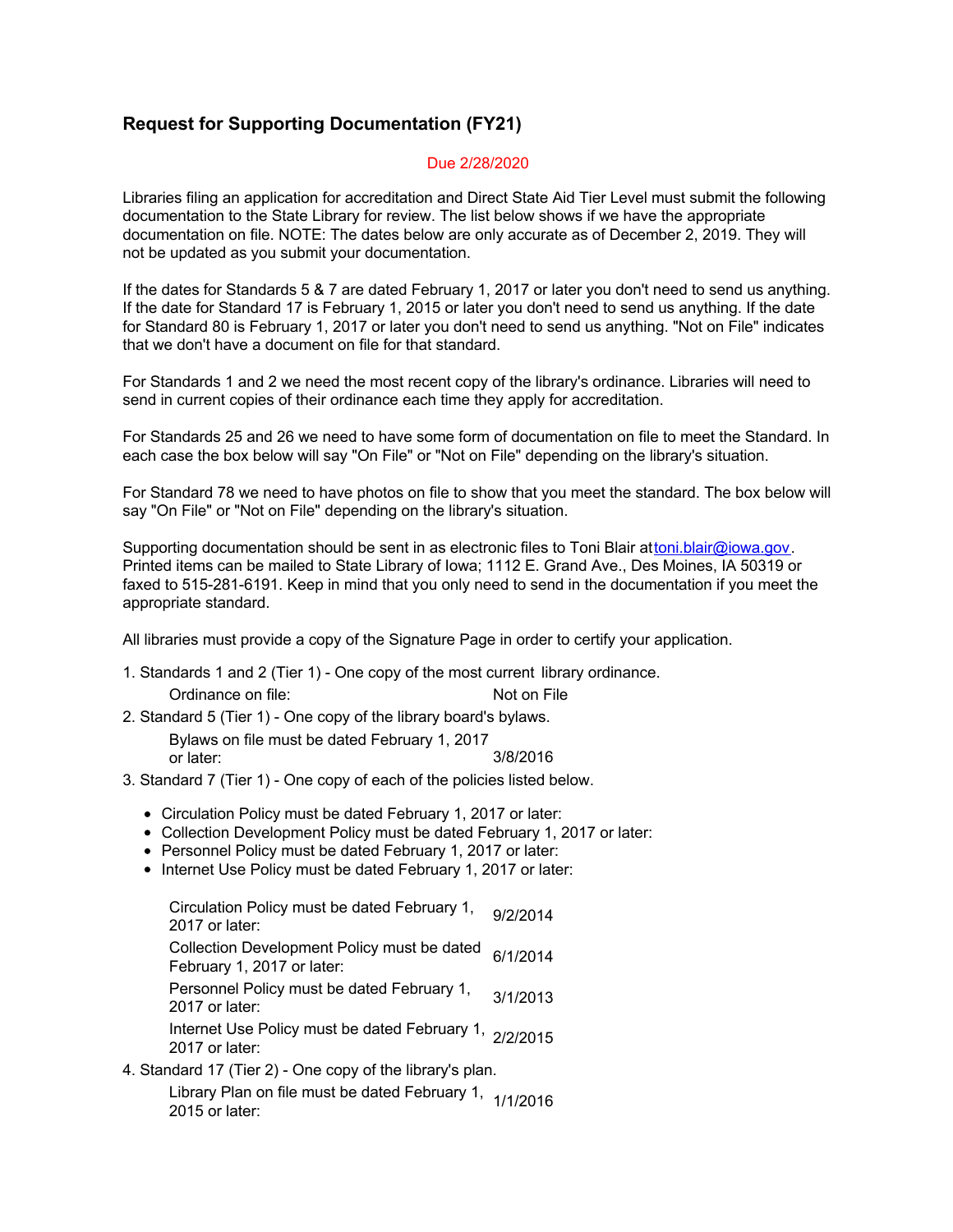## Request for Supporting Documentation (FY21)

Due 2/28/2020

Libraries filing an application for accreditation and Direct State Aid Tier Level must submit the following documentation to the State Library for review. The list below shows if we have the appropriate documentation on file. NOTE: The dates below are only accurate as of December 2, 2019. They will not be updated as you submit your documentation.

If the dates for Standards 5 & 7 are dated February 1, 2017 or later you don't need to send us anything. If the date for Standard 17 is February 1, 2015 or later you don't need to send us anything. If the date for Standard 80 is February 1, 2017 or later you don't need to send us anything. "Not on File" indicates that we don't have a document on file for that standard.

For Standards 1 and 2 we need the most recent copy of the library's ordinance. Libraries will need to send in current copies of their ordinance each time they apply for accreditation.

For Standards 25 and 26 we need to have some form of documentation on file to meet the Standard. In each case the box below will say "On File" or "Not on File" depending on the library's situation.

For Standard 78 we need to have photos on file to show that you meet the standard. The box below will say "On File" or "Not on File" depending on the library's situation.

Supporting documentation should be sent in as electronic files to Toni Blair at toni.blair@iowa.gov. Printed items can be mailed to State Library of Iowa; 1112 E. Grand Ave., Des Moines, IA 50319 or faxed to 515-281-6191. Keep in mind that you only need to send in the documentation if you meet the appropriate standard.

All libraries must provide a copy of the Signature Page in order to certify your application.

1. Standards 1 and 2 (Tier 1) - One copy of the most current library ordinance.

| | |
|---|---|
| Ordinance on file: | Not on File |

2. Standard 5 (Tier 1) - One copy of the library board's bylaws.

| | |
|---|---|
| Bylaws on file must be dated February 1, 2017 or later: | 3/8/2016 |

3. Standard 7 (Tier 1) - One copy of each of the policies listed below.

- Circulation Policy must be dated February 1, 2017 or later:
- Collection Development Policy must be dated February 1, 2017 or later:
- Personnel Policy must be dated February 1, 2017 or later:
- Internet Use Policy must be dated February 1, 2017 or later:

| | |
|---|---|
| Circulation Policy must be dated February 1, 2017 or later: | 9/2/2014 |
| Collection Development Policy must be dated February 1, 2017 or later: | 6/1/2014 |
| Personnel Policy must be dated February 1, 2017 or later: | 3/1/2013 |
| Internet Use Policy must be dated February 1, 2017 or later: | 2/2/2015 |

4. Standard 17 (Tier 2) - One copy of the library's plan.

| | |
|---|---|
| Library Plan on file must be dated February 1, 2015 or later: | 1/1/2016 |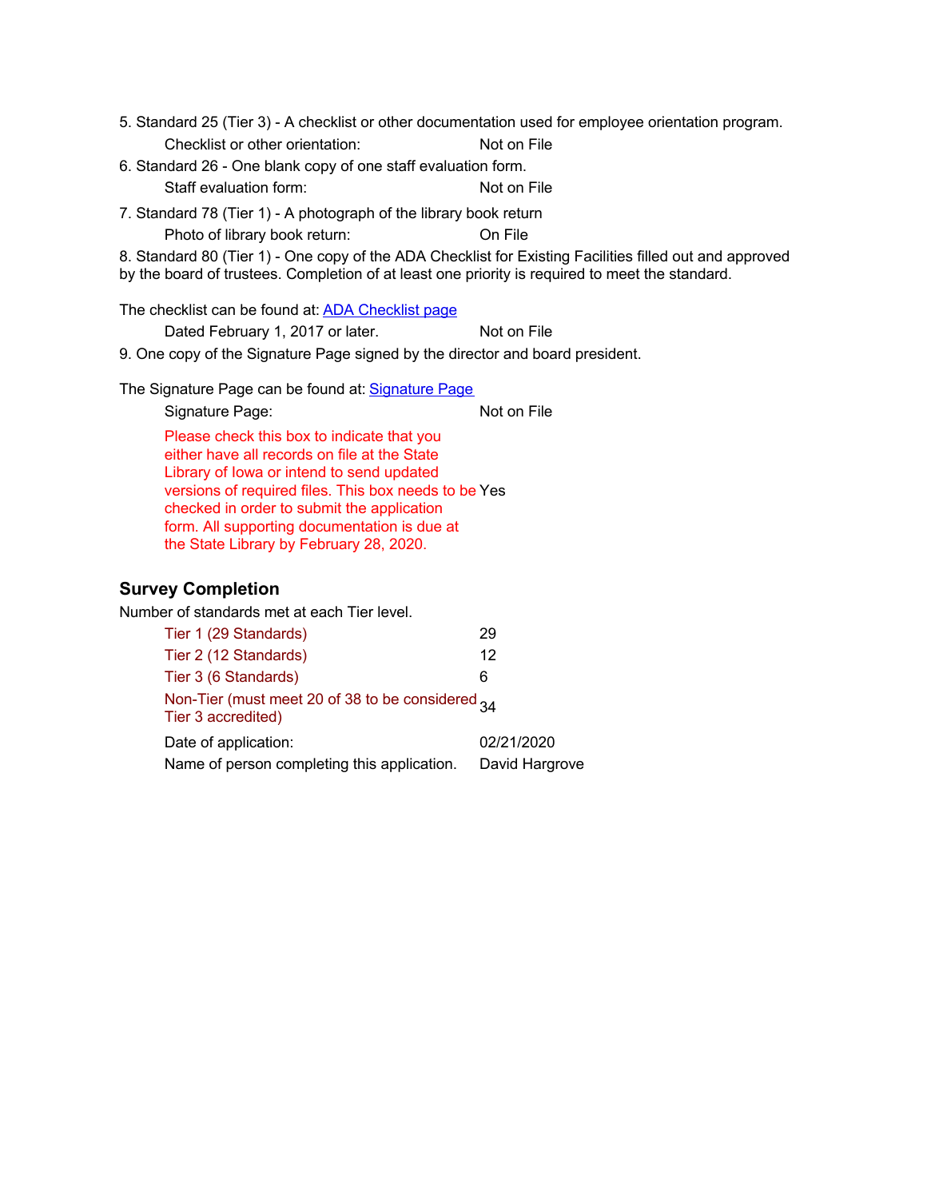5. Standard 25 (Tier 3) - A checklist or other documentation used for employee orientation program.

| | |
|---|---|
| Checklist or other orientation: | Not on File |

6. Standard 26 - One blank copy of one staff evaluation form.

| | |
|---|---|
| Staff evaluation form: | Not on File |

7. Standard 78 (Tier 1) - A photograph of the library book return

| | |
|---|---|
| Photo of library book return: | On File |

8. Standard 80 (Tier 1) - One copy of the ADA Checklist for Existing Facilities filled out and approved by the board of trustees. Completion of at least one priority is required to meet the standard.

The checklist can be found at: [ADA Checklist page]

| | |
|---|---|
| Dated February 1, 2017 or later. | Not on File |

9. One copy of the Signature Page signed by the director and board president.

The Signature Page can be found at: [Signature Page]

| | |
|---|---|
| Signature Page: | Not on File |
| Please check this box to indicate that you either have all records on file at the State Library of Iowa or intend to send updated versions of required files. This box needs to be checked in order to submit the application form. All supporting documentation is due at the State Library by February 28, 2020. | Yes |

## Survey Completion

Number of standards met at each Tier level.

| | |
|---|---|
| Tier 1 (29 Standards) | 29 |
| Tier 2 (12 Standards) | 12 |
| Tier 3 (6 Standards) | 6 |
| Non-Tier (must meet 20 of 38 to be considered Tier 3 accredited) | 34 |
| Date of application: | 02/21/2020 |
| Name of person completing this application. | David Hargrove |